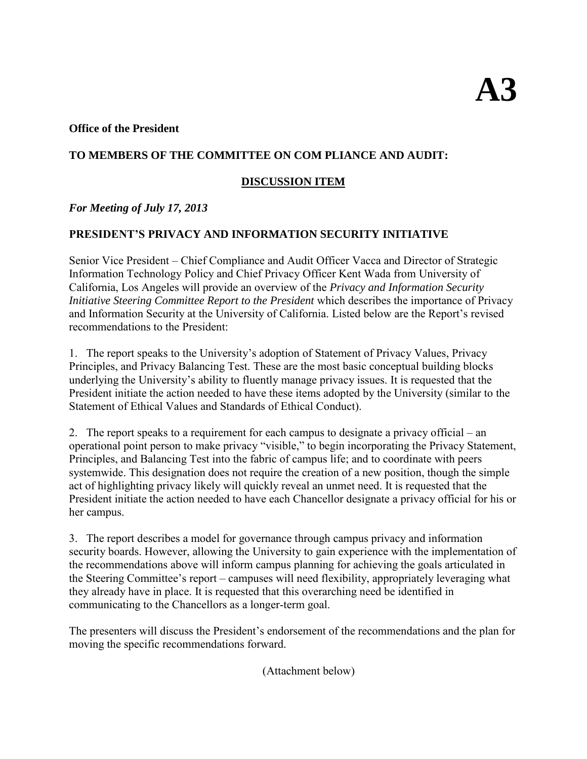# A3

**Office of the President**

**TO MEMBERS OF THE COMMITTEE ON COM PLIANCE AND AUDIT:**

**DISCUSSION ITEM**

***For Meeting of July 17, 2013***

**PRESIDENT'S PRIVACY AND INFORMATION SECURITY INITIATIVE**

Senior Vice President – Chief Compliance and Audit Officer Vacca and Director of Strategic Information Technology Policy and Chief Privacy Officer Kent Wada from University of California, Los Angeles will provide an overview of the *Privacy and Information Security Initiative Steering Committee Report to the President* which describes the importance of Privacy and Information Security at the University of California. Listed below are the Report's revised recommendations to the President:

1. The report speaks to the University's adoption of Statement of Privacy Values, Privacy Principles, and Privacy Balancing Test. These are the most basic conceptual building blocks underlying the University's ability to fluently manage privacy issues. It is requested that the President initiate the action needed to have these items adopted by the University (similar to the Statement of Ethical Values and Standards of Ethical Conduct).

2. The report speaks to a requirement for each campus to designate a privacy official – an operational point person to make privacy "visible," to begin incorporating the Privacy Statement, Principles, and Balancing Test into the fabric of campus life; and to coordinate with peers systemwide. This designation does not require the creation of a new position, though the simple act of highlighting privacy likely will quickly reveal an unmet need. It is requested that the President initiate the action needed to have each Chancellor designate a privacy official for his or her campus.

3. The report describes a model for governance through campus privacy and information security boards. However, allowing the University to gain experience with the implementation of the recommendations above will inform campus planning for achieving the goals articulated in the Steering Committee's report – campuses will need flexibility, appropriately leveraging what they already have in place. It is requested that this overarching need be identified in communicating to the Chancellors as a longer-term goal.

The presenters will discuss the President's endorsement of the recommendations and the plan for moving the specific recommendations forward.

(Attachment below)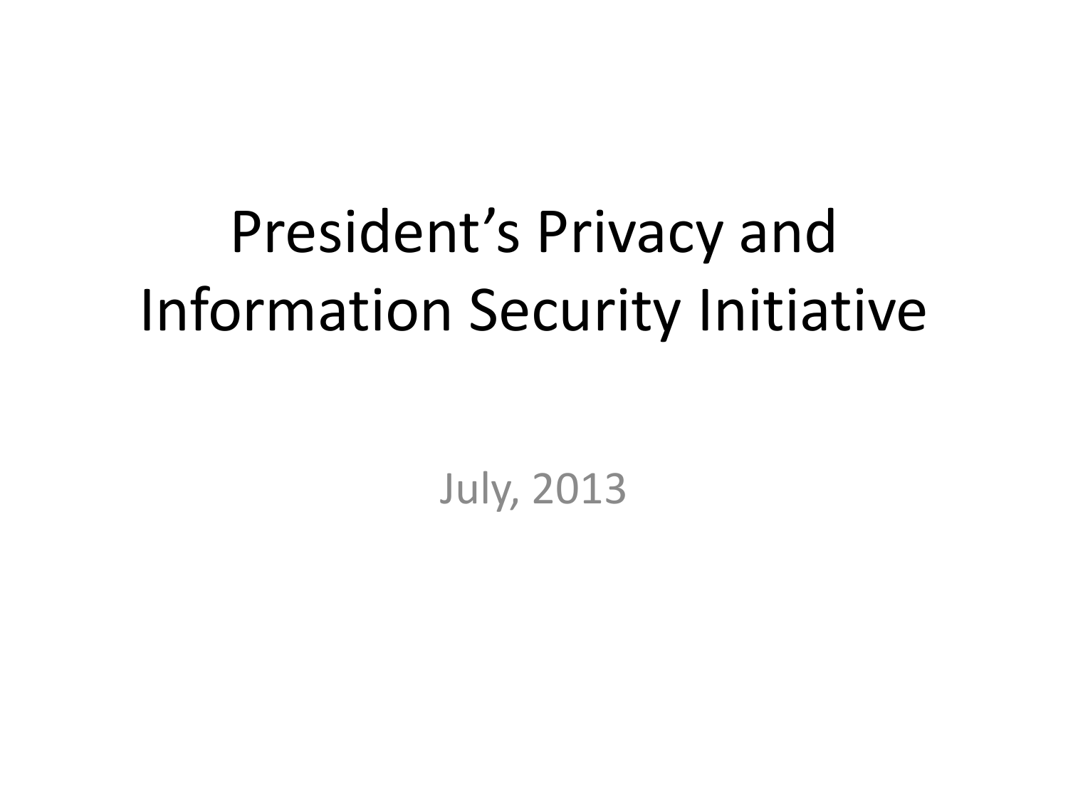# President's Privacy and Information Security Initiative

July, 2013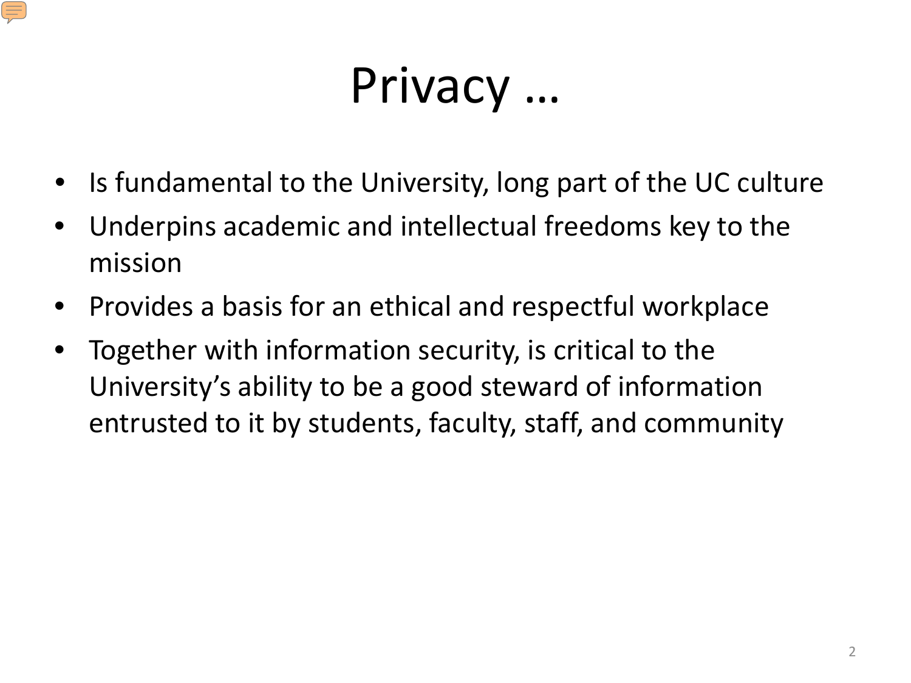# Privacy …

- Is fundamental to the University, long part of the UC culture
- Underpins academic and intellectual freedoms key to the mission
- Provides a basis for an ethical and respectful workplace
- Together with information security, is critical to the University's ability to be a good steward of information entrusted to it by students, faculty, staff, and community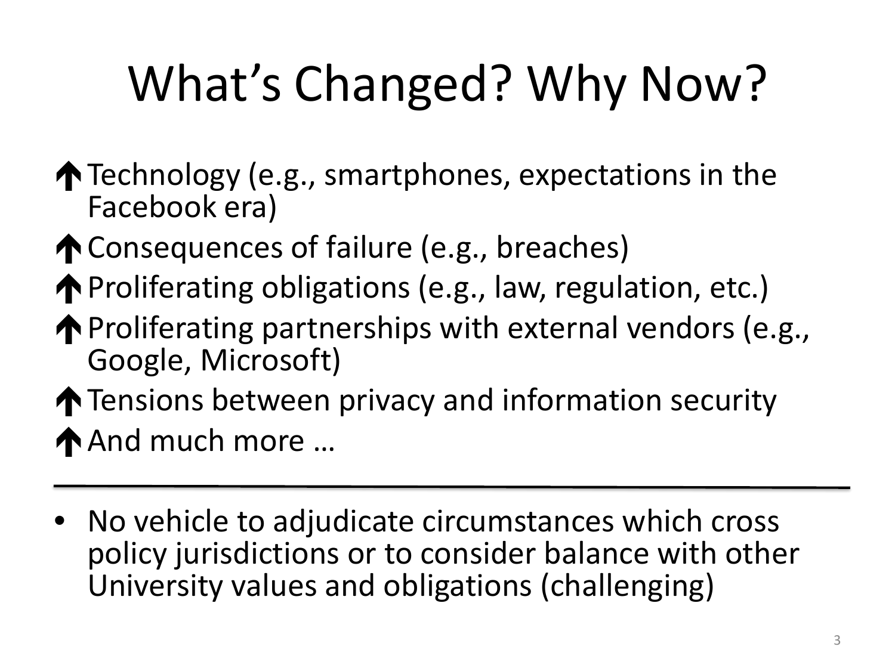# What's Changed? Why Now?

- ↑ Technology (e.g., smartphones, expectations in the Facebook era)
- ↑ Consequences of failure (e.g., breaches)
- ↑ Proliferating obligations (e.g., law, regulation, etc.)
- ↑ Proliferating partnerships with external vendors (e.g., Google, Microsoft)
- ↑ Tensions between privacy and information security
- ↑ And much more …

---

- No vehicle to adjudicate circumstances which cross policy jurisdictions or to consider balance with other University values and obligations (challenging)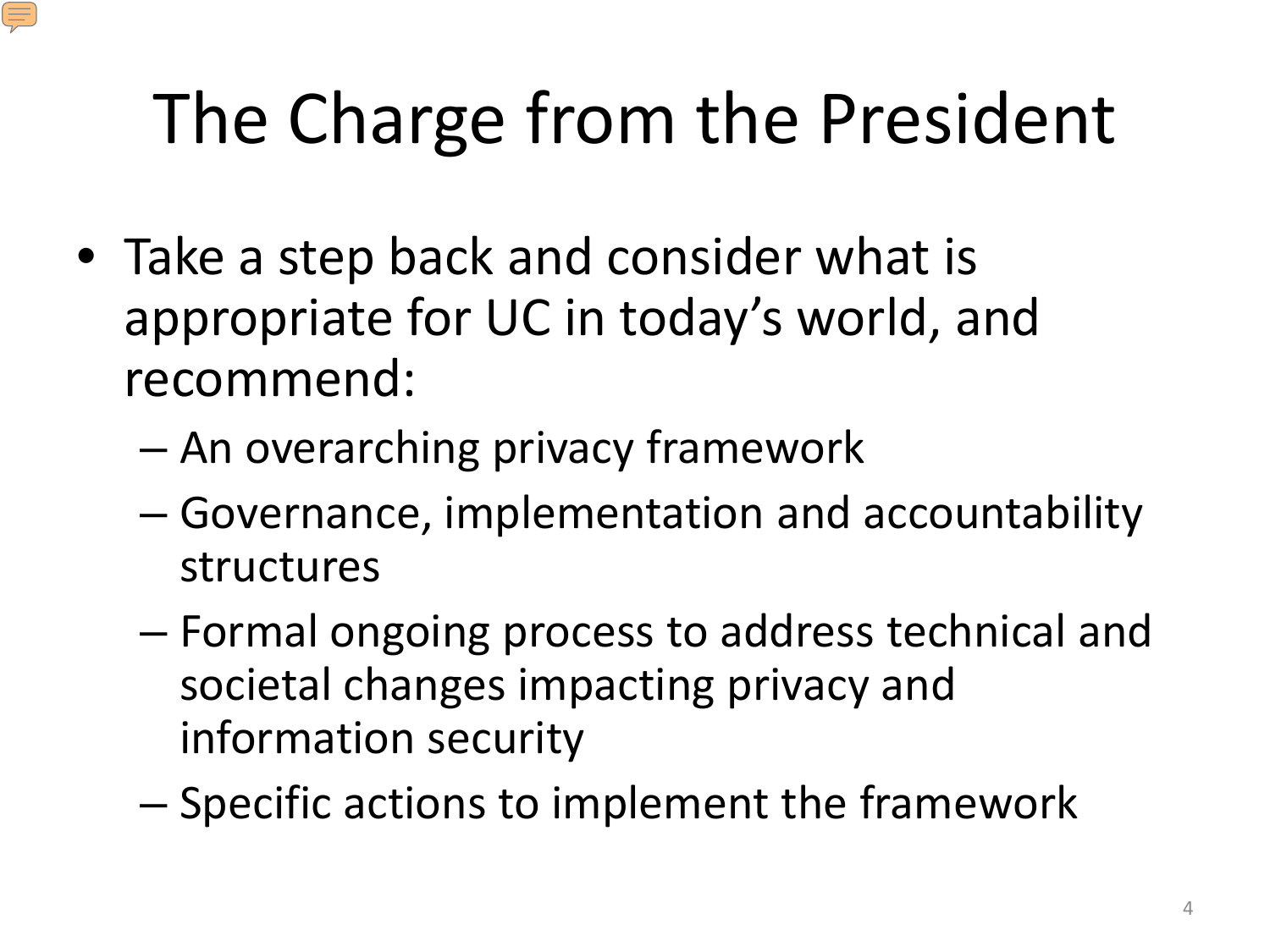# The Charge from the President

- Take a step back and consider what is appropriate for UC in today's world, and recommend:
  - An overarching privacy framework
  - Governance, implementation and accountability structures
  - Formal ongoing process to address technical and societal changes impacting privacy and information security
  - Specific actions to implement the framework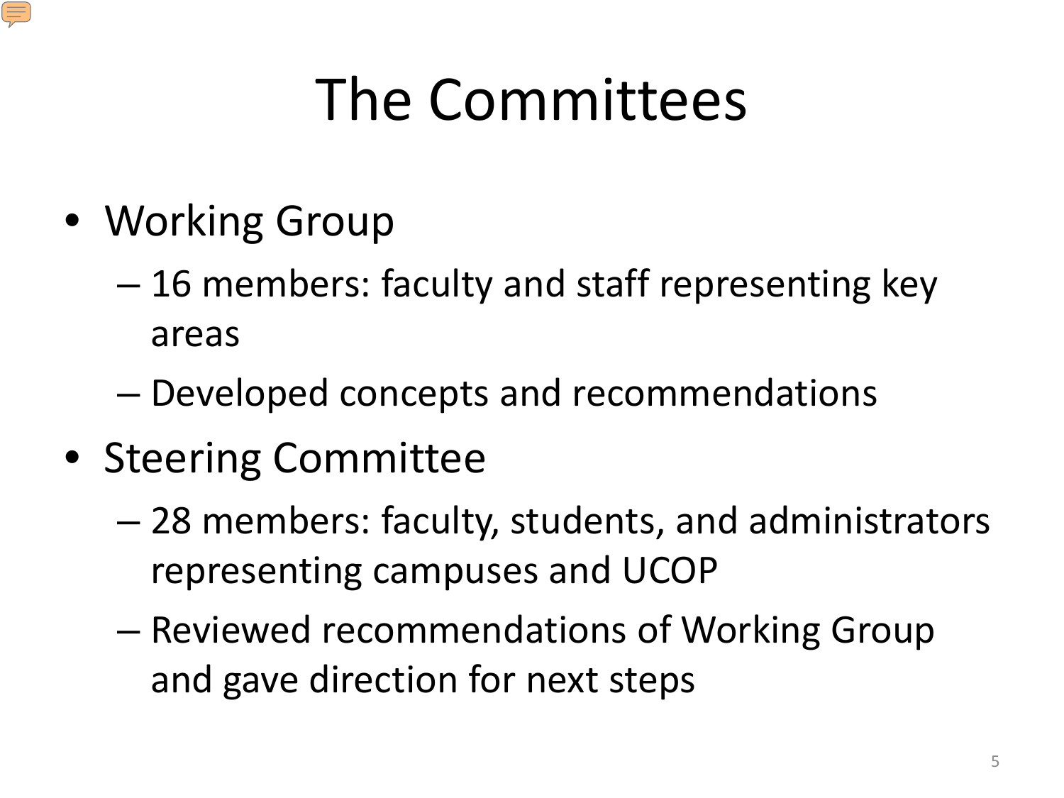# The Committees

- Working Group
  - 16 members: faculty and staff representing key areas
  - Developed concepts and recommendations
- Steering Committee
  - 28 members: faculty, students, and administrators representing campuses and UCOP
  - Reviewed recommendations of Working Group and gave direction for next steps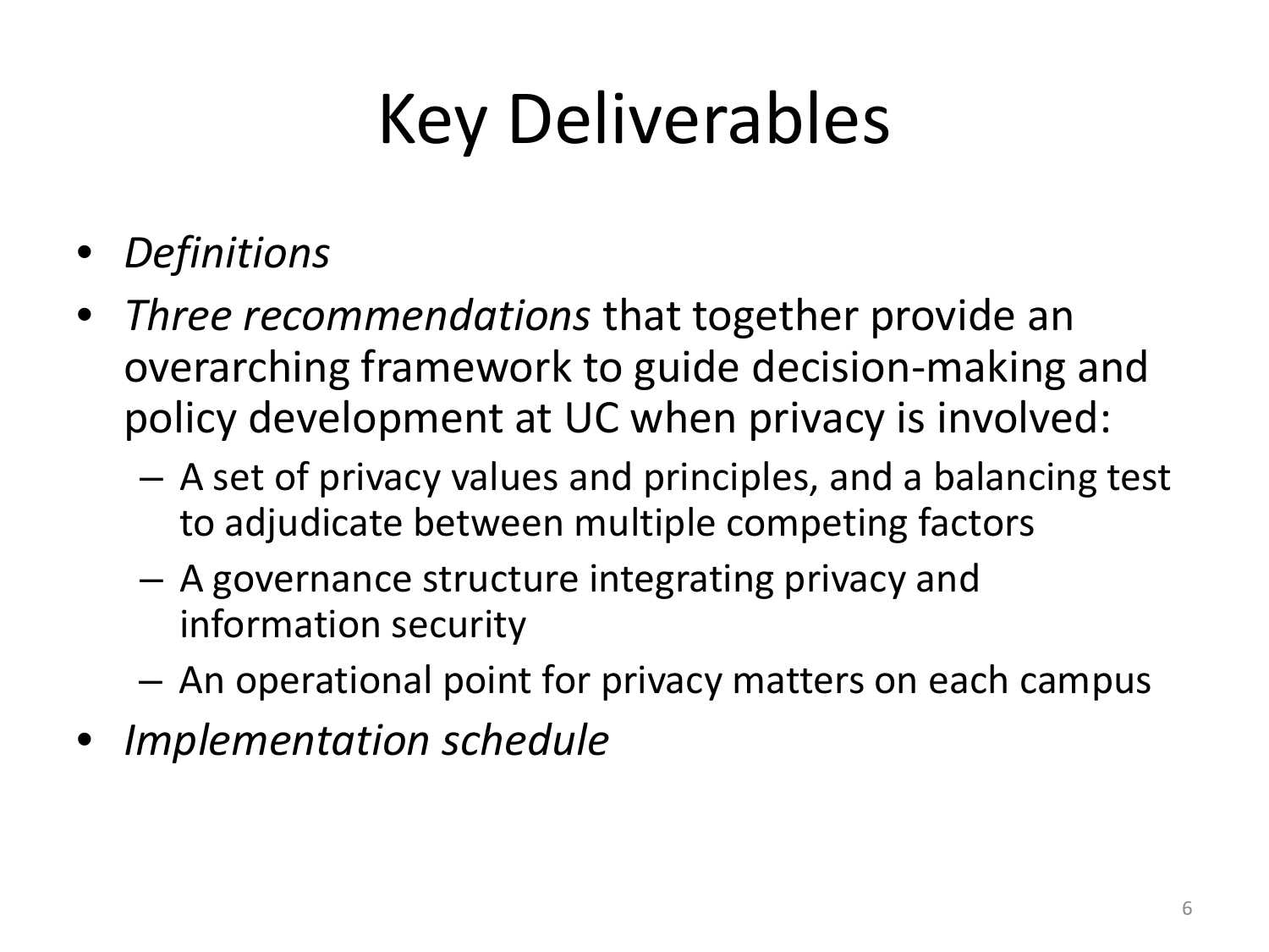# Key Deliverables

- *Definitions*
- *Three recommendations* that together provide an overarching framework to guide decision-making and policy development at UC when privacy is involved:
  - A set of privacy values and principles, and a balancing test to adjudicate between multiple competing factors
  - A governance structure integrating privacy and information security
  - An operational point for privacy matters on each campus
- *Implementation schedule*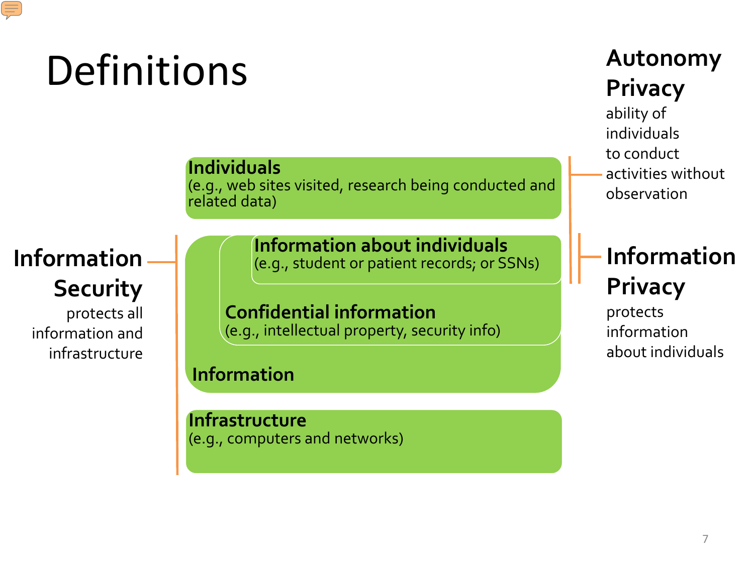# Definitions

**Autonomy Privacy**
ability of individuals to conduct activities without observation

**Individuals**
(e.g., web sites visited, research being conducted and related data)

**Information Security**
protects all information and infrastructure

**Information about individuals**
(e.g., student or patient records; or SSNs)

**Confidential information**
(e.g., intellectual property, security info)

**Information**

**Infrastructure**
(e.g., computers and networks)

**Information Privacy**
protects information about individuals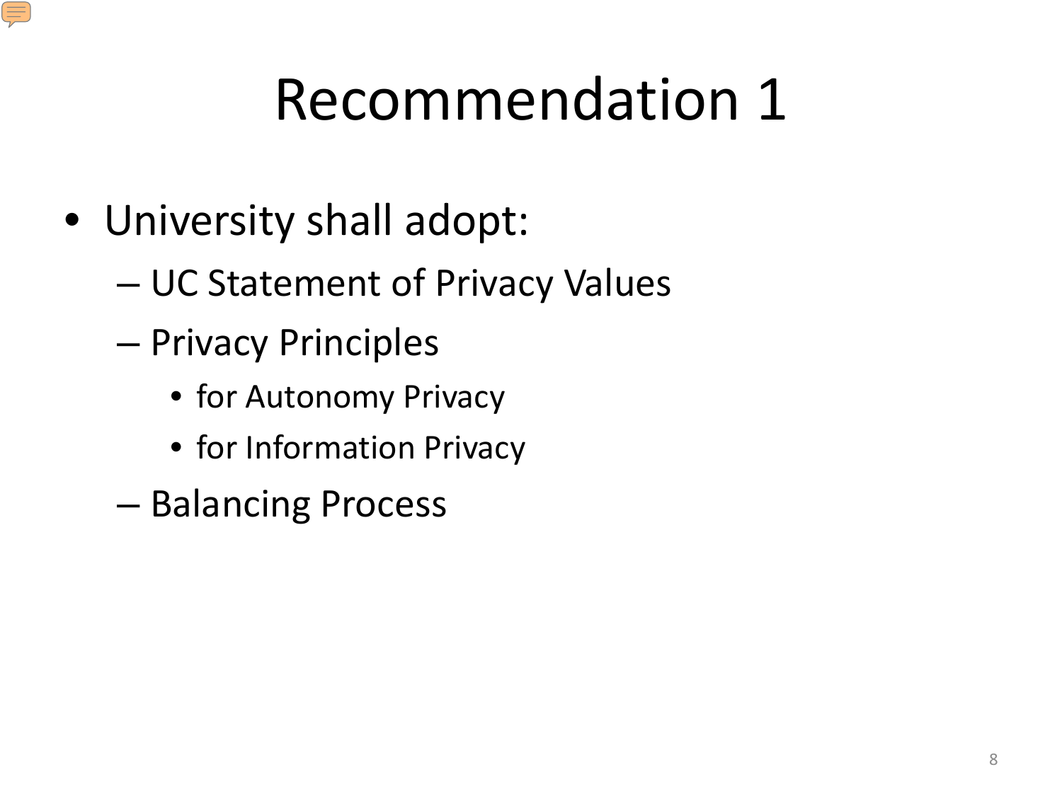# Recommendation 1

- University shall adopt:
  - UC Statement of Privacy Values
  - Privacy Principles
    - for Autonomy Privacy
    - for Information Privacy
  - Balancing Process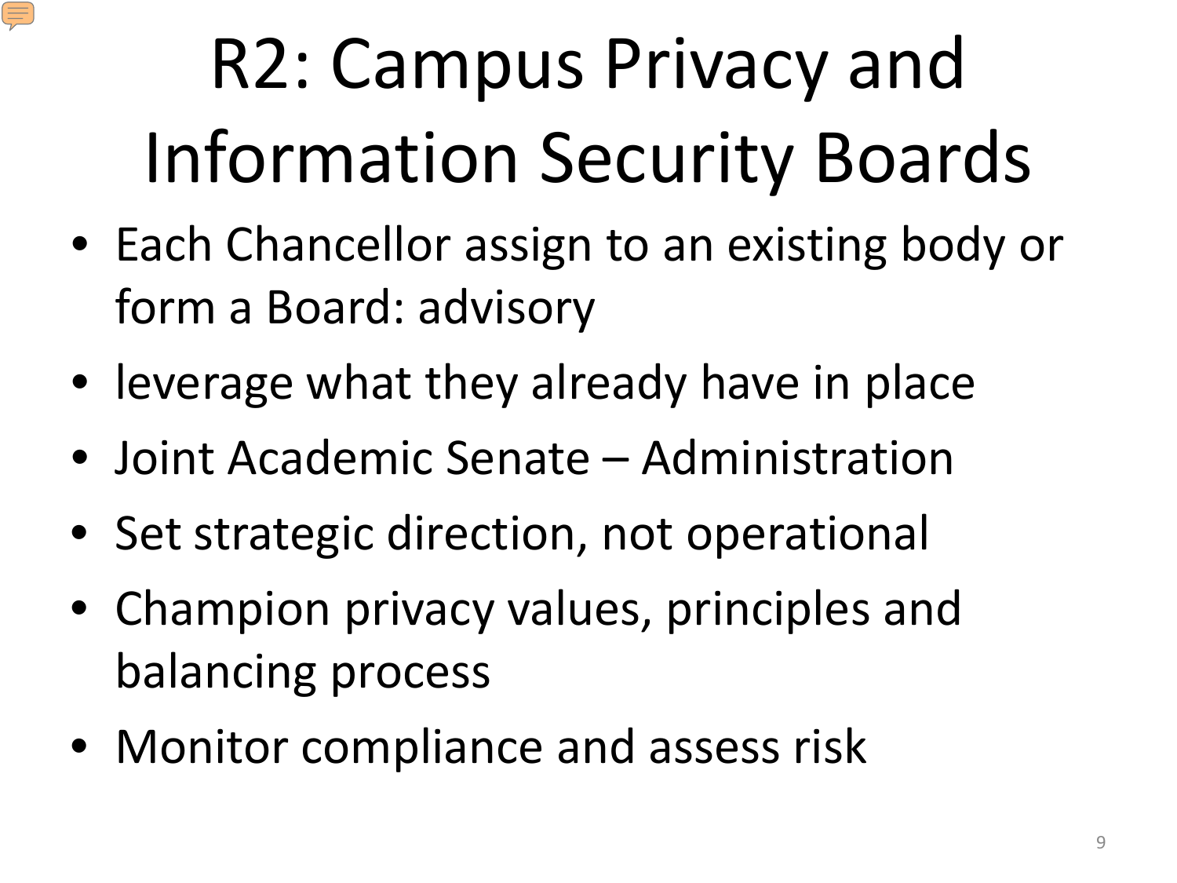# R2: Campus Privacy and Information Security Boards

- Each Chancellor assign to an existing body or form a Board: advisory
- leverage what they already have in place
- Joint Academic Senate – Administration
- Set strategic direction, not operational
- Champion privacy values, principles and balancing process
- Monitor compliance and assess risk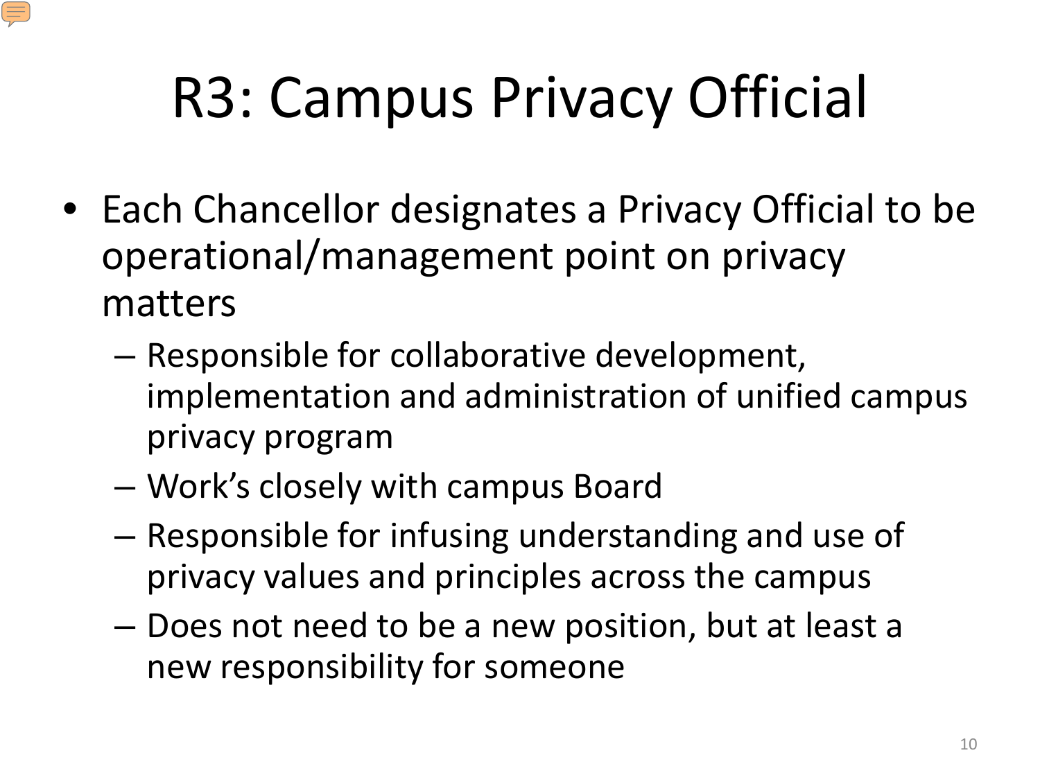# R3: Campus Privacy Official

- Each Chancellor designates a Privacy Official to be operational/management point on privacy matters
  - Responsible for collaborative development, implementation and administration of unified campus privacy program
  - Work's closely with campus Board
  - Responsible for infusing understanding and use of privacy values and principles across the campus
  - Does not need to be a new position, but at least a new responsibility for someone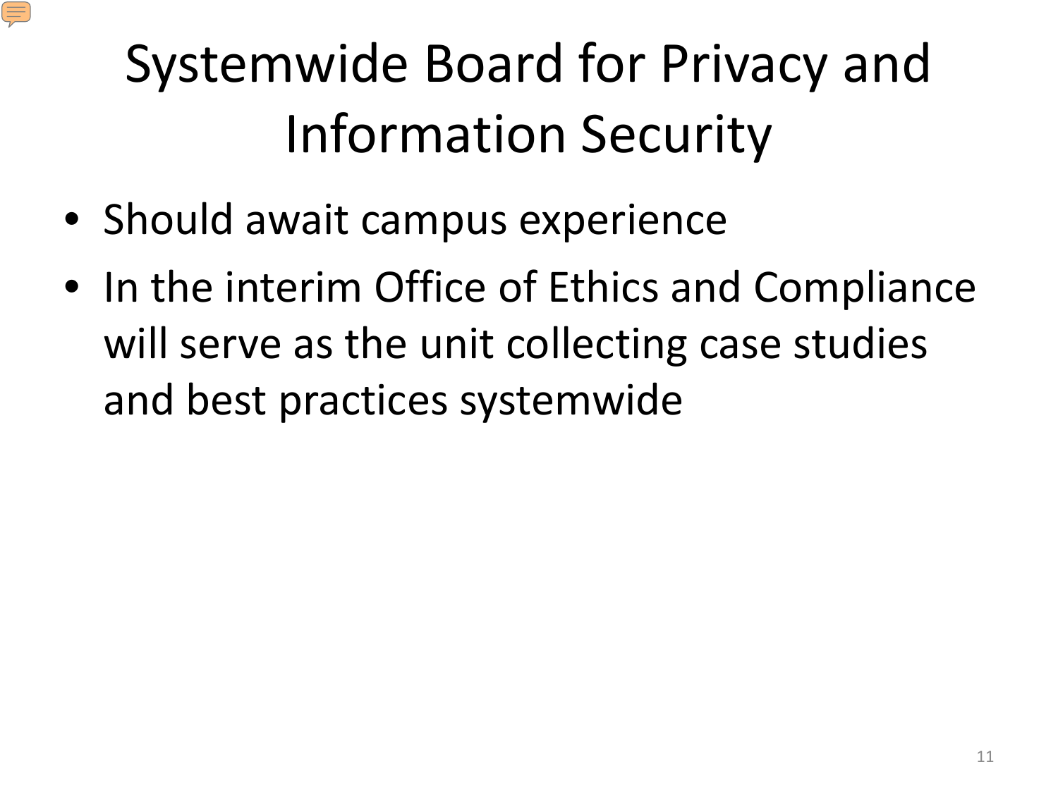# Systemwide Board for Privacy and Information Security

- Should await campus experience
- In the interim Office of Ethics and Compliance will serve as the unit collecting case studies and best practices systemwide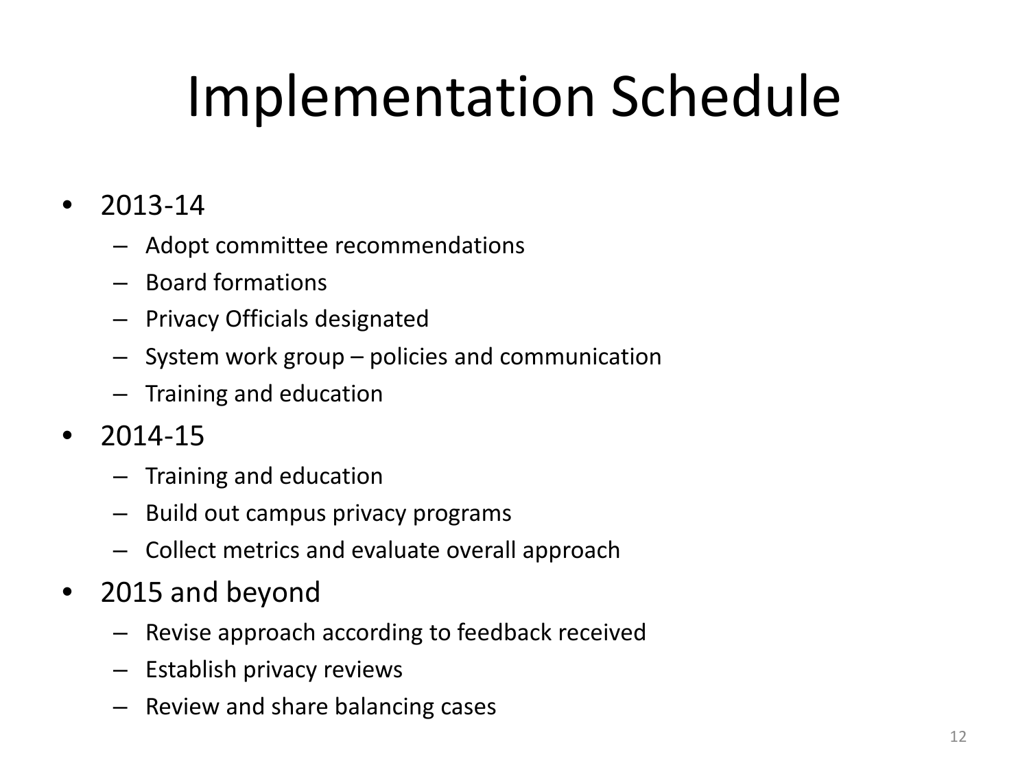# Implementation Schedule

- 2013-14
  - Adopt committee recommendations
  - Board formations
  - Privacy Officials designated
  - System work group – policies and communication
  - Training and education
- 2014-15
  - Training and education
  - Build out campus privacy programs
  - Collect metrics and evaluate overall approach
- 2015 and beyond
  - Revise approach according to feedback received
  - Establish privacy reviews
  - Review and share balancing cases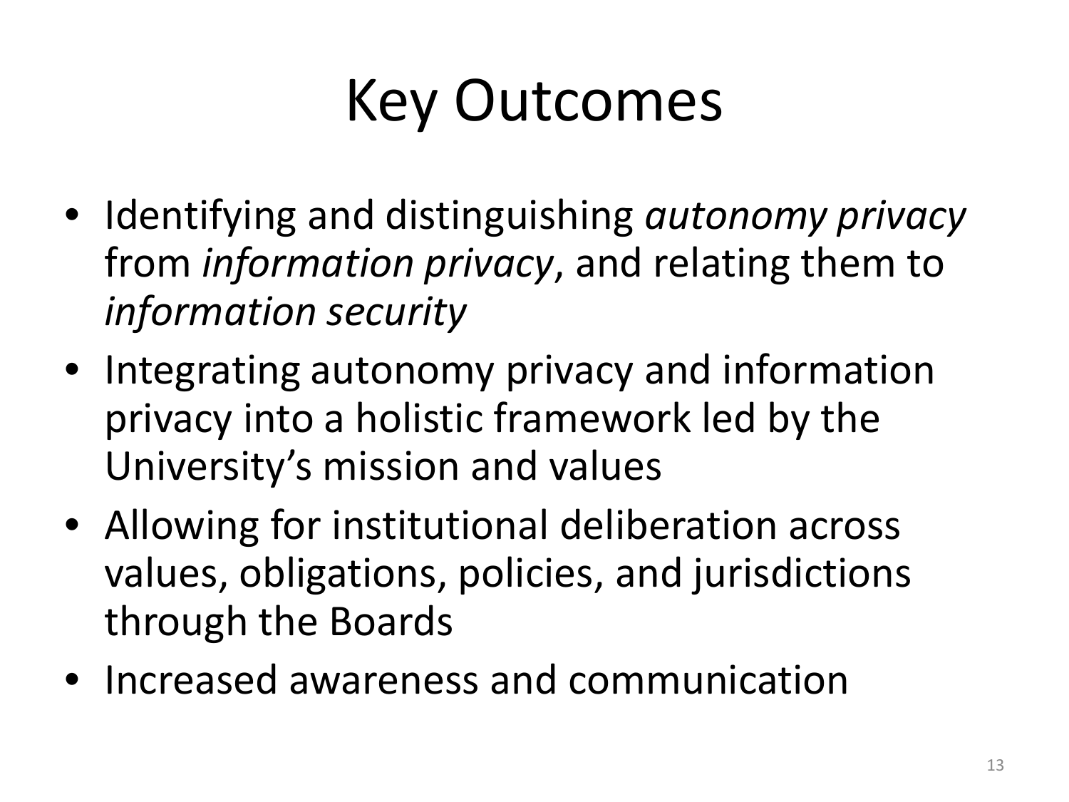# Key Outcomes

- Identifying and distinguishing *autonomy privacy* from *information privacy*, and relating them to *information security*
- Integrating autonomy privacy and information privacy into a holistic framework led by the University's mission and values
- Allowing for institutional deliberation across values, obligations, policies, and jurisdictions through the Boards
- Increased awareness and communication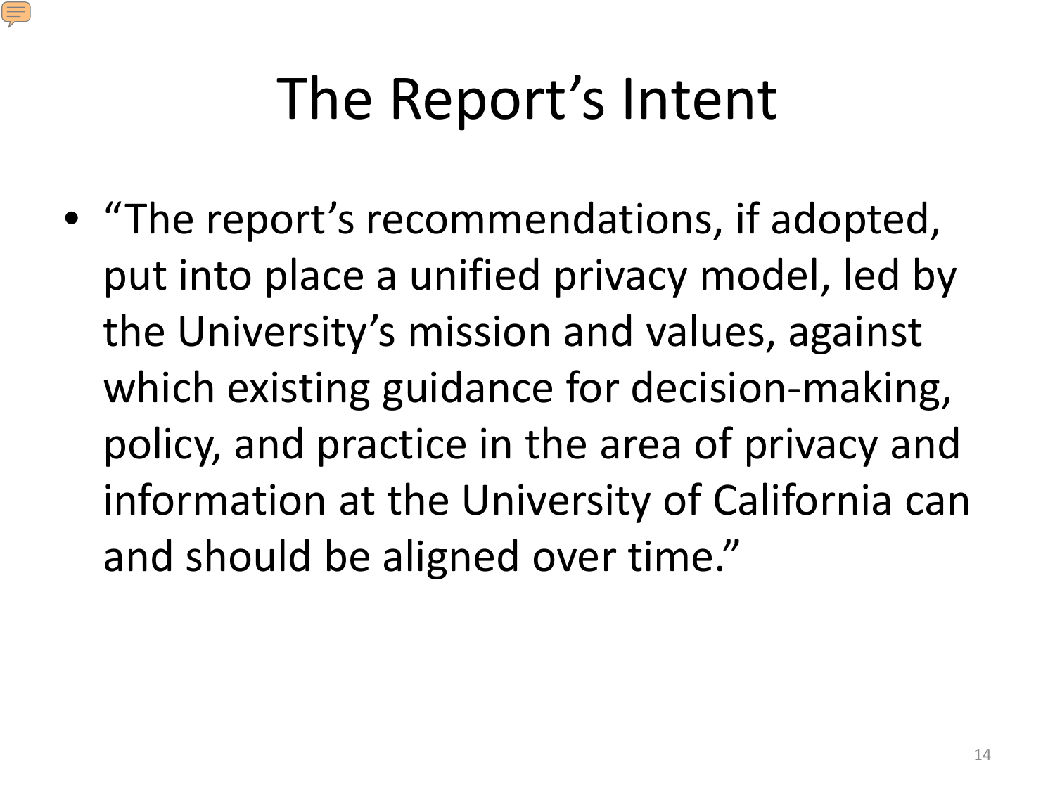# The Report's Intent

- "The report's recommendations, if adopted, put into place a unified privacy model, led by the University's mission and values, against which existing guidance for decision-making, policy, and practice in the area of privacy and information at the University of California can and should be aligned over time."